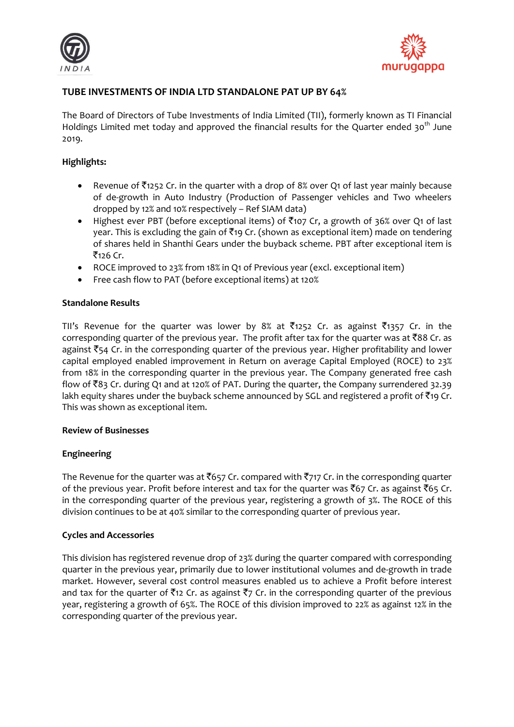# TUBE INVESTMENTS OF INDIA LTD STANDALONE PAT UP BY 64%

The Board of Directors of Tube Investments of India Limited (TII), formerly known as TI Financial Holdings Limited met today and approved the financial results for the Quarter ended 30th June 2019.

**Highlights:**

- Revenue of ₹1252 Cr. in the quarter with a drop of 8% over Q1 of last year mainly because of de-growth in Auto Industry (Production of Passenger vehicles and Two wheelers dropped by 12% and 10% respectively – Ref SIAM data)
- Highest ever PBT (before exceptional items) of ₹107 Cr, a growth of 36% over Q1 of last year. This is excluding the gain of ₹19 Cr. (shown as exceptional item) made on tendering of shares held in Shanthi Gears under the buyback scheme. PBT after exceptional item is ₹126 Cr.
- ROCE improved to 23% from 18% in Q1 of Previous year (excl. exceptional item)
- Free cash flow to PAT (before exceptional items) at 120%

**Standalone Results**

TII's Revenue for the quarter was lower by 8% at ₹1252 Cr. as against ₹1357 Cr. in the corresponding quarter of the previous year. The profit after tax for the quarter was at ₹88 Cr. as against ₹54 Cr. in the corresponding quarter of the previous year. Higher profitability and lower capital employed enabled improvement in Return on average Capital Employed (ROCE) to 23% from 18% in the corresponding quarter in the previous year. The Company generated free cash flow of ₹83 Cr. during Q1 and at 120% of PAT. During the quarter, the Company surrendered 32.39 lakh equity shares under the buyback scheme announced by SGL and registered a profit of ₹19 Cr. This was shown as exceptional item.

**Review of Businesses**

**Engineering**

The Revenue for the quarter was at ₹657 Cr. compared with ₹717 Cr. in the corresponding quarter of the previous year. Profit before interest and tax for the quarter was ₹67 Cr. as against ₹65 Cr. in the corresponding quarter of the previous year, registering a growth of 3%. The ROCE of this division continues to be at 40% similar to the corresponding quarter of previous year.

**Cycles and Accessories**

This division has registered revenue drop of 23% during the quarter compared with corresponding quarter in the previous year, primarily due to lower institutional volumes and de-growth in trade market. However, several cost control measures enabled us to achieve a Profit before interest and tax for the quarter of ₹12 Cr. as against ₹7 Cr. in the corresponding quarter of the previous year, registering a growth of 65%. The ROCE of this division improved to 22% as against 12% in the corresponding quarter of the previous year.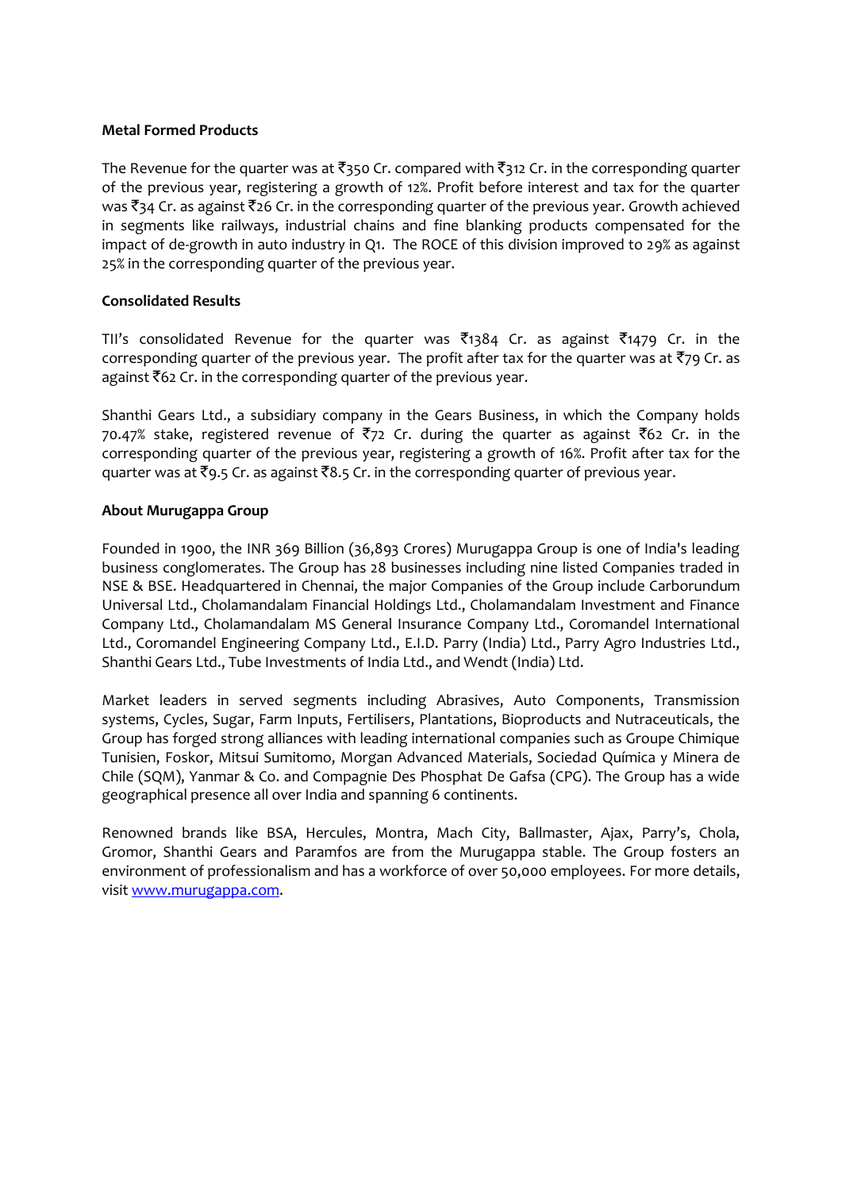**Metal Formed Products**

The Revenue for the quarter was at ₹350 Cr. compared with ₹312 Cr. in the corresponding quarter of the previous year, registering a growth of 12%. Profit before interest and tax for the quarter was ₹34 Cr. as against ₹26 Cr. in the corresponding quarter of the previous year. Growth achieved in segments like railways, industrial chains and fine blanking products compensated for the impact of de-growth in auto industry in Q1. The ROCE of this division improved to 29% as against 25% in the corresponding quarter of the previous year.

**Consolidated Results**

TII's consolidated Revenue for the quarter was ₹1384 Cr. as against ₹1479 Cr. in the corresponding quarter of the previous year. The profit after tax for the quarter was at ₹79 Cr. as against ₹62 Cr. in the corresponding quarter of the previous year.

Shanthi Gears Ltd., a subsidiary company in the Gears Business, in which the Company holds 70.47% stake, registered revenue of ₹72 Cr. during the quarter as against ₹62 Cr. in the corresponding quarter of the previous year, registering a growth of 16%. Profit after tax for the quarter was at ₹9.5 Cr. as against ₹8.5 Cr. in the corresponding quarter of previous year.

**About Murugappa Group**

Founded in 1900, the INR 369 Billion (36,893 Crores) Murugappa Group is one of India's leading business conglomerates. The Group has 28 businesses including nine listed Companies traded in NSE & BSE. Headquartered in Chennai, the major Companies of the Group include Carborundum Universal Ltd., Cholamandalam Financial Holdings Ltd., Cholamandalam Investment and Finance Company Ltd., Cholamandalam MS General Insurance Company Ltd., Coromandel International Ltd., Coromandel Engineering Company Ltd., E.I.D. Parry (India) Ltd., Parry Agro Industries Ltd., Shanthi Gears Ltd., Tube Investments of India Ltd., and Wendt (India) Ltd.

Market leaders in served segments including Abrasives, Auto Components, Transmission systems, Cycles, Sugar, Farm Inputs, Fertilisers, Plantations, Bioproducts and Nutraceuticals, the Group has forged strong alliances with leading international companies such as Groupe Chimique Tunisien, Foskor, Mitsui Sumitomo, Morgan Advanced Materials, Sociedad Química y Minera de Chile (SQM), Yanmar & Co. and Compagnie Des Phosphat De Gafsa (CPG). The Group has a wide geographical presence all over India and spanning 6 continents.

Renowned brands like BSA, Hercules, Montra, Mach City, Ballmaster, Ajax, Parry's, Chola, Gromor, Shanthi Gears and Paramfos are from the Murugappa stable. The Group fosters an environment of professionalism and has a workforce of over 50,000 employees. For more details, visit www.murugappa.com.